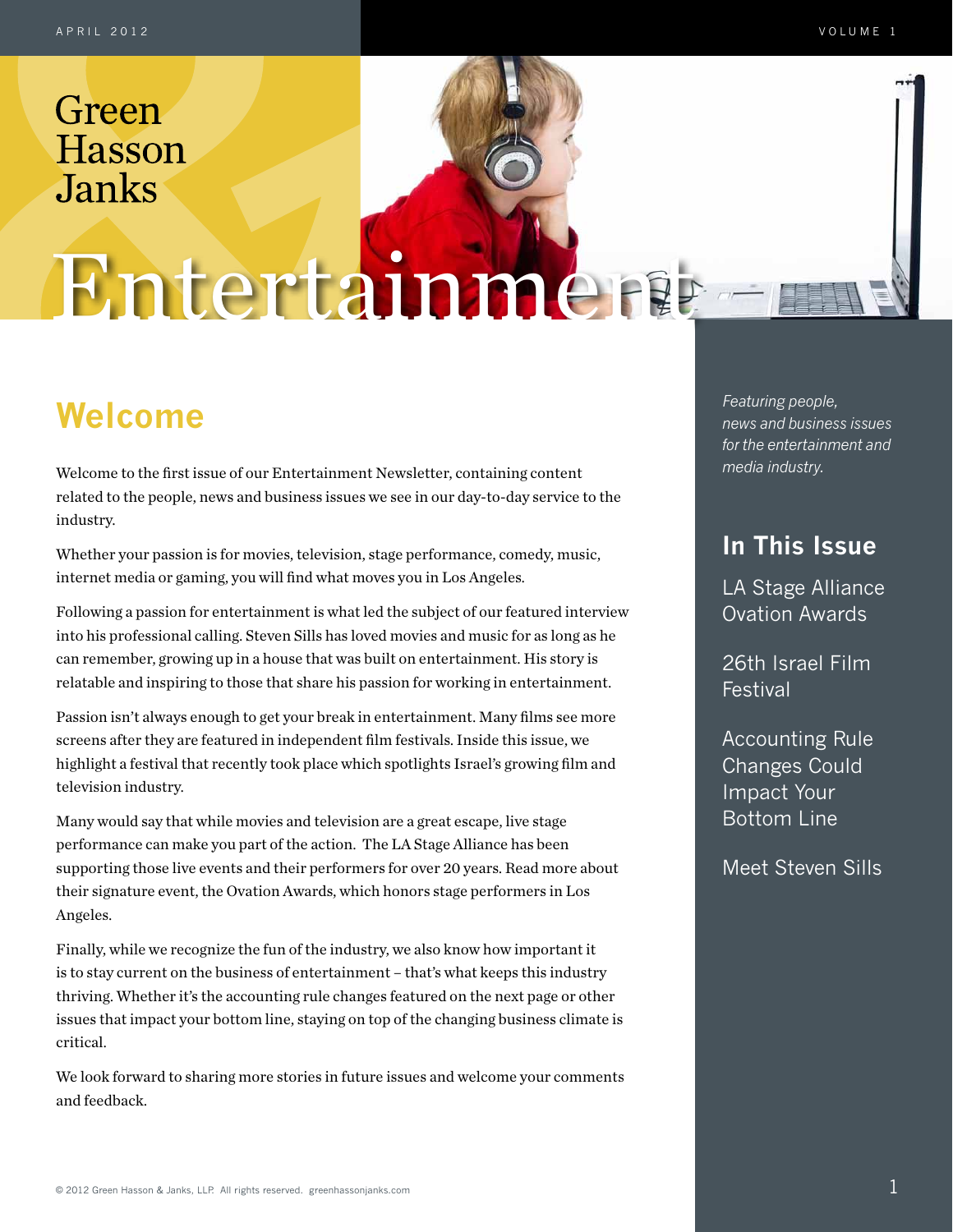# Green Hasson Janks

# Entertainment

*Featuring people, news and business issues for the entertainment and media industry.*

## In This Issue

- LA Stage Alliance Ovation Awards
- 26th Israel Film Festival
- Accounting Rule Changes Could Impact Your Bottom Line
- Meet Steven Sills

## Welcome

Welcome to the first issue of our Entertainment Newsletter, containing content related to the people, news and business issues we see in our day-to-day service to the industry.

Whether your passion is for movies, television, stage performance, comedy, music, internet media or gaming, you will find what moves you in Los Angeles.

Following a passion for entertainment is what led the subject of our featured interview into his professional calling. Steven Sills has loved movies and music for as long as he can remember, growing up in a house that was built on entertainment. His story is relatable and inspiring to those that share his passion for working in entertainment.

Passion isn't always enough to get your break in entertainment. Many films see more screens after they are featured in independent film festivals. Inside this issue, we highlight a festival that recently took place which spotlights Israel's growing film and television industry.

Many would say that while movies and television are a great escape, live stage performance can make you part of the action. The LA Stage Alliance has been supporting those live events and their performers for over 20 years. Read more about their signature event, the Ovation Awards, which honors stage performers in Los Angeles.

Finally, while we recognize the fun of the industry, we also know how important it is to stay current on the business of entertainment – that's what keeps this industry thriving. Whether it's the accounting rule changes featured on the next page or other issues that impact your bottom line, staying on top of the changing business climate is critical.

We look forward to sharing more stories in future issues and welcome your comments and feedback.

© 2012 Green Hasson & Janks, LLP. All rights reserved. greenhassonjanks.com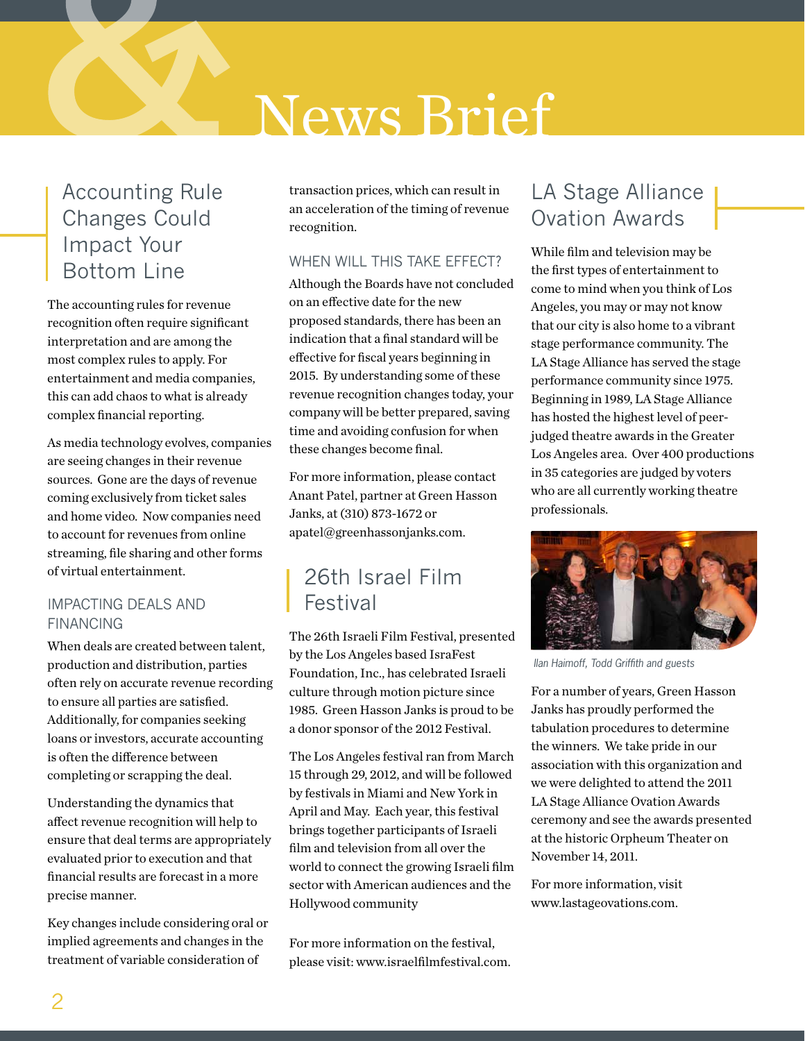# News Brief

## Accounting Rule Changes Could Impact Your Bottom Line

The accounting rules for revenue recognition often require significant interpretation and are among the most complex rules to apply. For entertainment and media companies, this can add chaos to what is already complex financial reporting.

As media technology evolves, companies are seeing changes in their revenue sources. Gone are the days of revenue coming exclusively from ticket sales and home video. Now companies need to account for revenues from online streaming, file sharing and other forms of virtual entertainment.

### IMPACTING DEALS AND FINANCING

When deals are created between talent, production and distribution, parties often rely on accurate revenue recording to ensure all parties are satisfied. Additionally, for companies seeking loans or investors, accurate accounting is often the difference between completing or scrapping the deal.

Understanding the dynamics that affect revenue recognition will help to ensure that deal terms are appropriately evaluated prior to execution and that financial results are forecast in a more precise manner.

Key changes include considering oral or implied agreements and changes in the treatment of variable consideration of transaction prices, which can result in an acceleration of the timing of revenue recognition.

### WHEN WILL THIS TAKE EFFECT?

Although the Boards have not concluded on an effective date for the new proposed standards, there has been an indication that a final standard will be effective for fiscal years beginning in 2015. By understanding some of these revenue recognition changes today, your company will be better prepared, saving time and avoiding confusion for when these changes become final.

For more information, please contact Anant Patel, partner at Green Hasson Janks, at (310) 873-1672 or apatel@greenhassonjanks.com.

## 26th Israel Film Festival

The 26th Israeli Film Festival, presented by the Los Angeles based IsraFest Foundation, Inc., has celebrated Israeli culture through motion picture since 1985. Green Hasson Janks is proud to be a donor sponsor of the 2012 Festival.

The Los Angeles festival ran from March 15 through 29, 2012, and will be followed by festivals in Miami and New York in April and May. Each year, this festival brings together participants of Israeli film and television from all over the world to connect the growing Israeli film sector with American audiences and the Hollywood community

For more information on the festival, please visit: www.israelfilmfestival.com.

## LA Stage Alliance Ovation Awards

While film and television may be the first types of entertainment to come to mind when you think of Los Angeles, you may or may not know that our city is also home to a vibrant stage performance community. The LA Stage Alliance has served the stage performance community since 1975. Beginning in 1989, LA Stage Alliance has hosted the highest level of peer-judged theatre awards in the Greater Los Angeles area. Over 400 productions in 35 categories are judged by voters who are all currently working theatre professionals.

*Ilan Haimoff, Todd Griffith and guests*

For a number of years, Green Hasson Janks has proudly performed the tabulation procedures to determine the winners. We take pride in our association with this organization and we were delighted to attend the 2011 LA Stage Alliance Ovation Awards ceremony and see the awards presented at the historic Orpheum Theater on November 14, 2011.

For more information, visit www.lastageovations.com.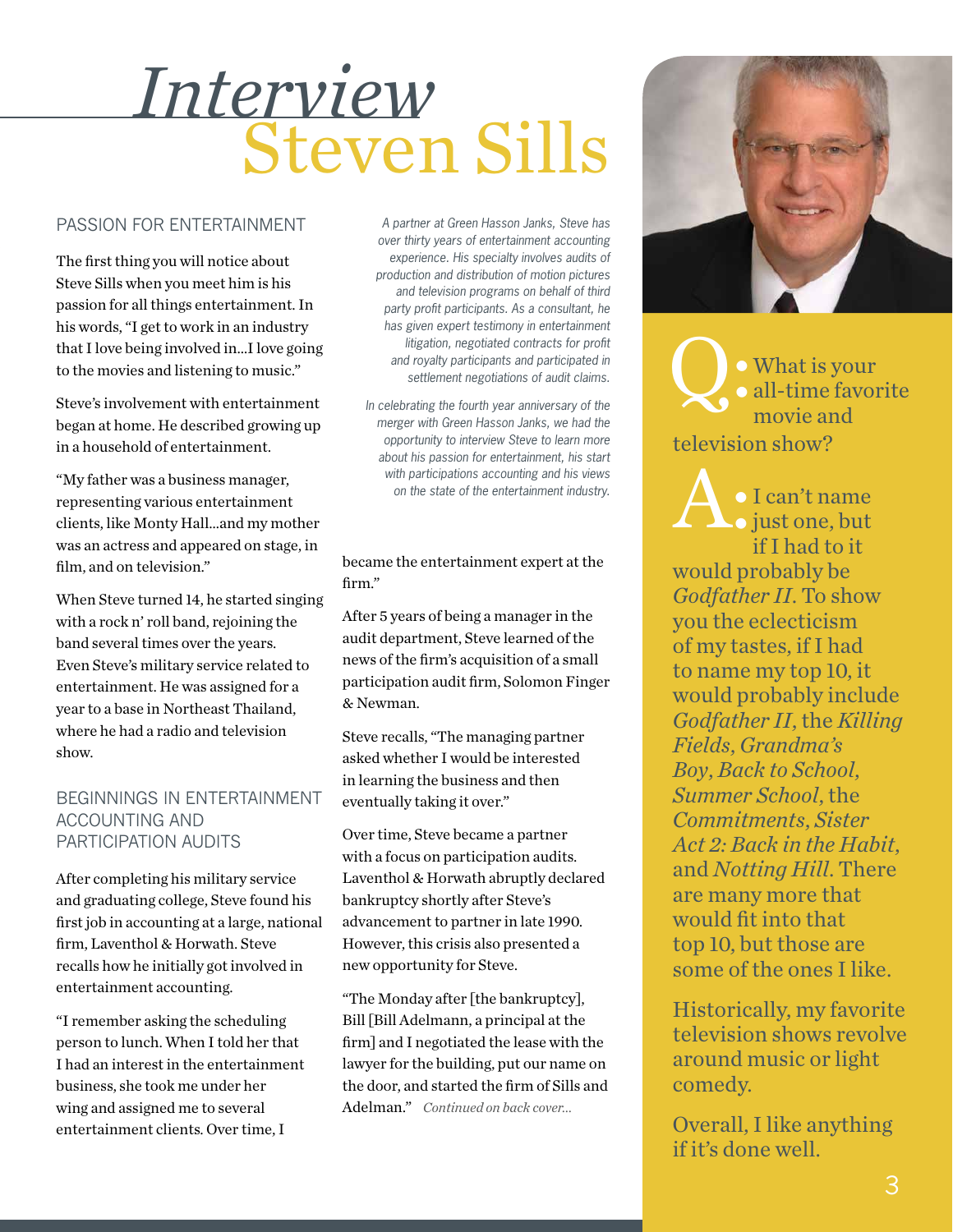# Interview
# Steven Sills

*A partner at Green Hasson Janks, Steve has over thirty years of entertainment accounting experience. His specialty involves audits of production and distribution of motion pictures and television programs on behalf of third party profit participants. As a consultant, he has given expert testimony in entertainment litigation, negotiated contracts for profit and royalty participants and participated in settlement negotiations of audit claims.*

*In celebrating the fourth year anniversary of the merger with Green Hasson Janks, we had the opportunity to interview Steve to learn more about his passion for entertainment, his start with participations accounting and his views on the state of the entertainment industry.*

## PASSION FOR ENTERTAINMENT

The first thing you will notice about Steve Sills when you meet him is his passion for all things entertainment. In his words, "I get to work in an industry that I love being involved in…I love going to the movies and listening to music."

Steve's involvement with entertainment began at home. He described growing up in a household of entertainment.

"My father was a business manager, representing various entertainment clients, like Monty Hall…and my mother was an actress and appeared on stage, in film, and on television."

When Steve turned 14, he started singing with a rock n' roll band, rejoining the band several times over the years. Even Steve's military service related to entertainment. He was assigned for a year to a base in Northeast Thailand, where he had a radio and television show.

## BEGINNINGS IN ENTERTAINMENT ACCOUNTING AND PARTICIPATION AUDITS

After completing his military service and graduating college, Steve found his first job in accounting at a large, national firm, Laventhol & Horwath. Steve recalls how he initially got involved in entertainment accounting.

"I remember asking the scheduling person to lunch. When I told her that I had an interest in the entertainment business, she took me under her wing and assigned me to several entertainment clients. Over time, I became the entertainment expert at the firm."

After 5 years of being a manager in the audit department, Steve learned of the news of the firm's acquisition of a small participation audit firm, Solomon Finger & Newman.

Steve recalls, "The managing partner asked whether I would be interested in learning the business and then eventually taking it over."

Over time, Steve became a partner with a focus on participation audits. Laventhol & Horwath abruptly declared bankruptcy shortly after Steve's advancement to partner in late 1990. However, this crisis also presented a new opportunity for Steve.

"The Monday after [the bankruptcy], Bill [Bill Adelmann, a principal at the firm] and I negotiated the lease with the lawyer for the building, put our name on the door, and started the firm of Sills and Adelman." *Continued on back cover…*

**Q: What is your all-time favorite movie and television show?**

**A:** I can't name just one, but if I had to it would probably be *Godfather II*. To show you the eclecticism of my tastes, if I had to name my top 10, it would probably include *Godfather II*, the *Killing Fields*, *Grandma's Boy*, *Back to School*, *Summer School*, the *Commitments*, *Sister Act 2: Back in the Habit*, and *Notting Hill*. There are many more that would fit into that top 10, but those are some of the ones I like.

Historically, my favorite television shows revolve around music or light comedy.

Overall, I like anything if it's done well.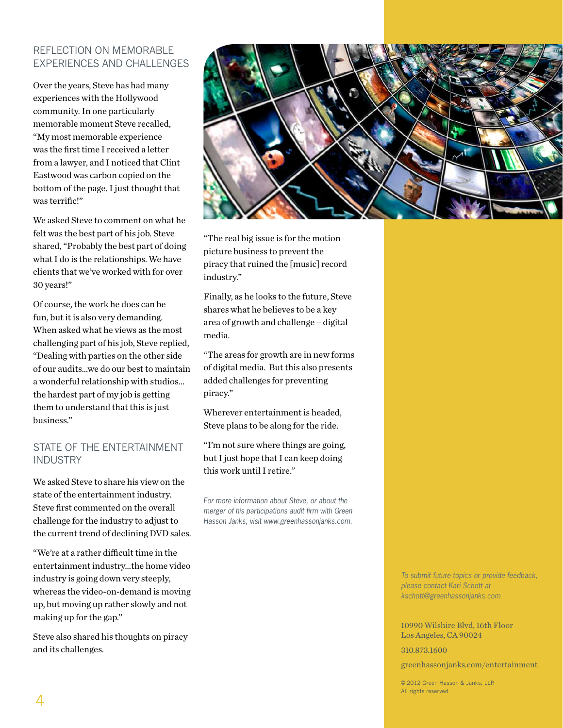## REFLECTION ON MEMORABLE EXPERIENCES AND CHALLENGES

Over the years, Steve has had many experiences with the Hollywood community. In one particularly memorable moment Steve recalled, "My most memorable experience was the first time I received a letter from a lawyer, and I noticed that Clint Eastwood was carbon copied on the bottom of the page. I just thought that was terrific!"

We asked Steve to comment on what he felt was the best part of his job. Steve shared, "Probably the best part of doing what I do is the relationships. We have clients that we've worked with for over 30 years!"

Of course, the work he does can be fun, but it is also very demanding. When asked what he views as the most challenging part of his job, Steve replied, "Dealing with parties on the other side of our audits...we do our best to maintain a wonderful relationship with studios... the hardest part of my job is getting them to understand that this is just business."

## STATE OF THE ENTERTAINMENT INDUSTRY

We asked Steve to share his view on the state of the entertainment industry. Steve first commented on the overall challenge for the industry to adjust to the current trend of declining DVD sales.

"We're at a rather difficult time in the entertainment industry...the home video industry is going down very steeply, whereas the video-on-demand is moving up, but moving up rather slowly and not making up for the gap."

Steve also shared his thoughts on piracy and its challenges.

"The real big issue is for the motion picture business to prevent the piracy that ruined the [music] record industry."

Finally, as he looks to the future, Steve shares what he believes to be a key area of growth and challenge – digital media.

"The areas for growth are in new forms of digital media. But this also presents added challenges for preventing piracy."

Wherever entertainment is headed, Steve plans to be along for the ride.

"I'm not sure where things are going, but I just hope that I can keep doing this work until I retire."

*For more information about Steve, or about the merger of his participations audit firm with Green Hasson Janks, visit www.greenhassonjanks.com.*

*To submit future topics or provide feedback, please contact Kari Schott at kschott@greenhassonjanks.com*

10990 Wilshire Blvd, 16th Floor
Los Angeles, CA 90024

310.873.1600

greenhassonjanks.com/entertainment

© 2012 Green Hasson & Janks, LLP.
All rights reserved.